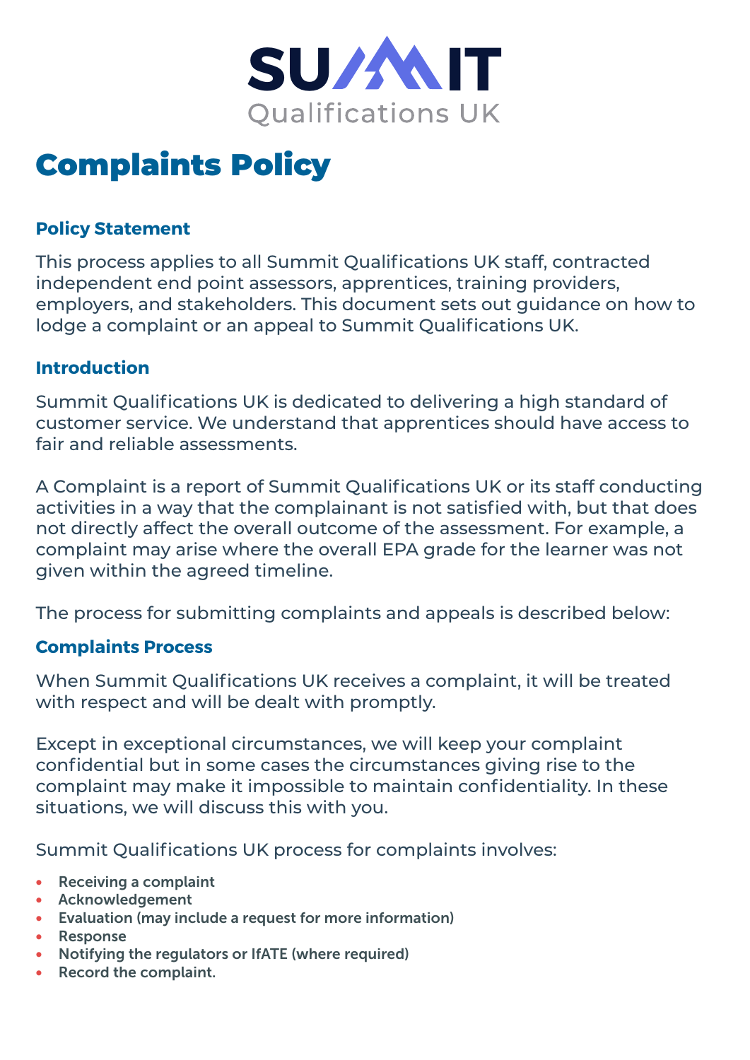SUMMIT Qualifications UK

# Complaints Policy

## Policy Statement

This process applies to all Summit Qualifications UK staff, contracted independent end point assessors, apprentices, training providers, employers, and stakeholders. This document sets out guidance on how to lodge a complaint or an appeal to Summit Qualifications UK.

## Introduction

Summit Qualifications UK is dedicated to delivering a high standard of customer service. We understand that apprentices should have access to fair and reliable assessments.

A Complaint is a report of Summit Qualifications UK or its staff conducting activities in a way that the complainant is not satisfied with, but that does not directly affect the overall outcome of the assessment. For example, a complaint may arise where the overall EPA grade for the learner was not given within the agreed timeline.

The process for submitting complaints and appeals is described below:

## Complaints Process

When Summit Qualifications UK receives a complaint, it will be treated with respect and will be dealt with promptly.

Except in exceptional circumstances, we will keep your complaint confidential but in some cases the circumstances giving rise to the complaint may make it impossible to maintain confidentiality. In these situations, we will discuss this with you.

Summit Qualifications UK process for complaints involves:

- Receiving a complaint
- Acknowledgement
- Evaluation (may include a request for more information)
- Response
- Notifying the regulators or IfATE (where required)
- Record the complaint.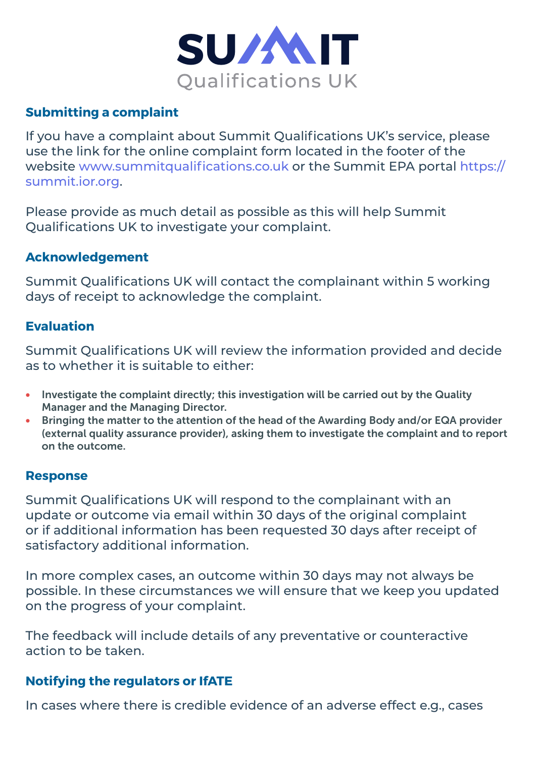# SUMMIT Qualifications UK

## Submitting a complaint

If you have a complaint about Summit Qualifications UK's service, please use the link for the online complaint form located in the footer of the website www.summitqualifications.co.uk or the Summit EPA portal https://summit.ior.org.

Please provide as much detail as possible as this will help Summit Qualifications UK to investigate your complaint.

## Acknowledgement

Summit Qualifications UK will contact the complainant within 5 working days of receipt to acknowledge the complaint.

## Evaluation

Summit Qualifications UK will review the information provided and decide as to whether it is suitable to either:

- **Investigate the complaint directly; this investigation will be carried out by the Quality Manager and the Managing Director.**
- **Bringing the matter to the attention of the head of the Awarding Body and/or EQA provider (external quality assurance provider), asking them to investigate the complaint and to report on the outcome.**

## Response

Summit Qualifications UK will respond to the complainant with an update or outcome via email within 30 days of the original complaint or if additional information has been requested 30 days after receipt of satisfactory additional information.

In more complex cases, an outcome within 30 days may not always be possible. In these circumstances we will ensure that we keep you updated on the progress of your complaint.

The feedback will include details of any preventative or counteractive action to be taken.

## Notifying the regulators or IfATE

In cases where there is credible evidence of an adverse effect e.g., cases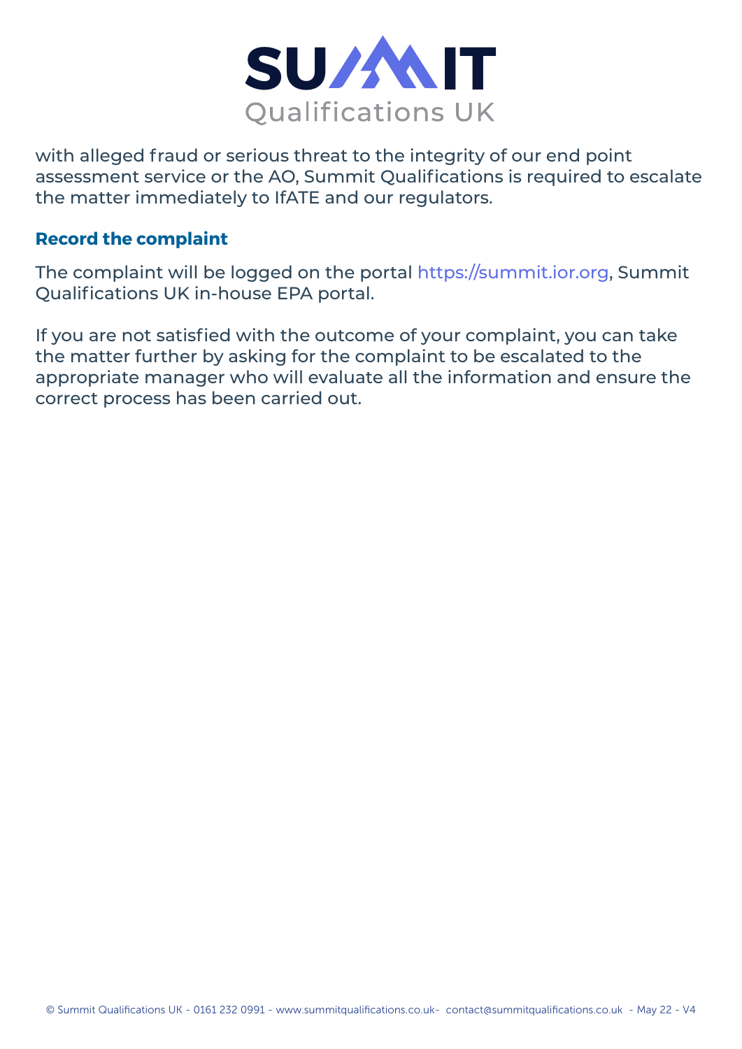with alleged fraud or serious threat to the integrity of our end point assessment service or the AO, Summit Qualifications is required to escalate the matter immediately to IfATE and our regulators.

### Record the complaint

The complaint will be logged on the portal https://summit.ior.org, Summit Qualifications UK in-house EPA portal.

If you are not satisfied with the outcome of your complaint, you can take the matter further by asking for the complaint to be escalated to the appropriate manager who will evaluate all the information and ensure the correct process has been carried out.